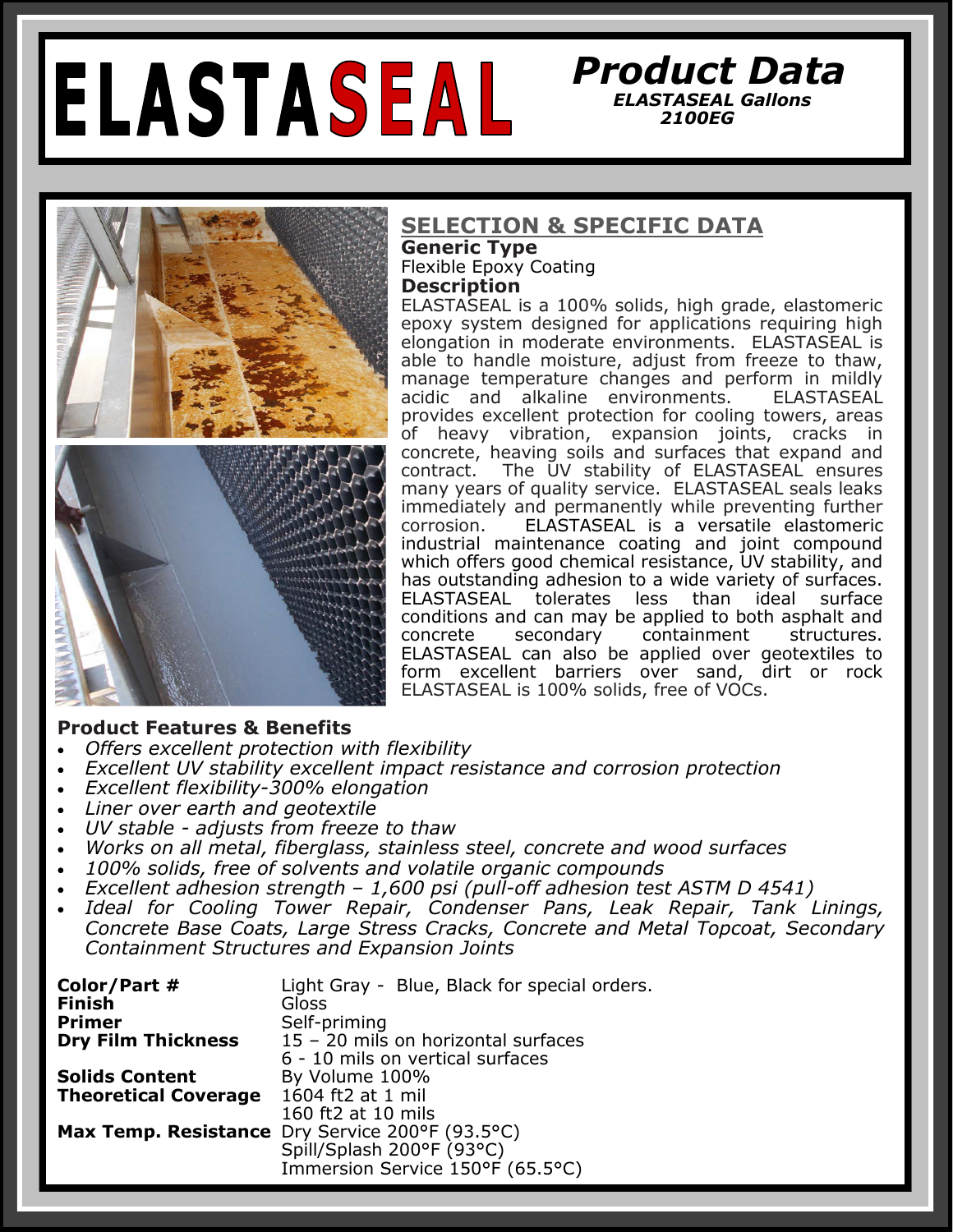# ELASTASEAL

## Product Data

**ELASTASEAL Gallons**
**2100EG**

## SELECTION & SPECIFIC DATA

**Generic Type**

Flexible Epoxy Coating

**Description**

ELASTASEAL is a 100% solids, high grade, elastomeric epoxy system designed for applications requiring high elongation in moderate environments. ELASTASEAL is able to handle moisture, adjust from freeze to thaw, manage temperature changes and perform in mildly acidic and alkaline environments. ELASTASEAL provides excellent protection for cooling towers, areas of heavy vibration, expansion joints, cracks in concrete, heaving soils and surfaces that expand and contract. The UV stability of ELASTASEAL ensures many years of quality service. ELASTASEAL seals leaks immediately and permanently while preventing further corrosion. ELASTASEAL is a versatile elastomeric industrial maintenance coating and joint compound which offers good chemical resistance, UV stability, and has outstanding adhesion to a wide variety of surfaces. ELASTASEAL tolerates less than ideal surface conditions and can may be applied to both asphalt and concrete secondary containment structures. ELASTASEAL can also be applied over geotextiles to form excellent barriers over sand, dirt or rock ELASTASEAL is 100% solids, free of VOCs.

**Product Features & Benefits**

- *Offers excellent protection with flexibility*
- *Excellent UV stability excellent impact resistance and corrosion protection*
- *Excellent flexibility-300% elongation*
- *Liner over earth and geotextile*
- *UV stable - adjusts from freeze to thaw*
- *Works on all metal, fiberglass, stainless steel, concrete and wood surfaces*
- *100% solids, free of solvents and volatile organic compounds*
- *Excellent adhesion strength – 1,600 psi (pull-off adhesion test ASTM D 4541)*
- *Ideal for Cooling Tower Repair, Condenser Pans, Leak Repair, Tank Linings, Concrete Base Coats, Large Stress Cracks, Concrete and Metal Topcoat, Secondary Containment Structures and Expansion Joints*

| | |
|---|---|
| **Color/Part #** | Light Gray - Blue, Black for special orders. |
| **Finish** | Gloss |
| **Primer** | Self-priming |
| **Dry Film Thickness** | 15 – 20 mils on horizontal surfaces<br>6 - 10 mils on vertical surfaces |
| **Solids Content** | By Volume 100% |
| **Theoretical Coverage** | 1604 ft2 at 1 mil<br>160 ft2 at 10 mils |
| **Max Temp. Resistance** | Dry Service 200°F (93.5°C)<br>Spill/Splash 200°F (93°C)<br>Immersion Service 150°F (65.5°C) |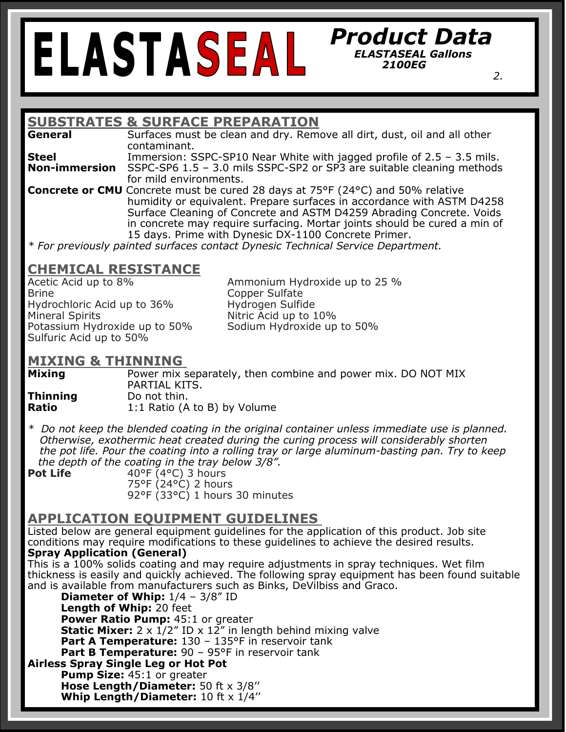# ELASTASEAL

## Product Data

***ELASTASEAL Gallons 2100EG***

## SUBSTRATES & SURFACE PREPARATION

**General** Surfaces must be clean and dry. Remove all dirt, dust, oil and all other contaminant.

**Steel** Immersion: SSPC-SP10 Near White with jagged profile of 2.5 – 3.5 mils.

**Non-immersion** SSPC-SP6 1.5 – 3.0 mils SSPC-SP2 or SP3 are suitable cleaning methods for mild environments.

**Concrete or CMU** Concrete must be cured 28 days at 75°F (24°C) and 50% relative humidity or equivalent. Prepare surfaces in accordance with ASTM D4258 Surface Cleaning of Concrete and ASTM D4259 Abrading Concrete. Voids in concrete may require surfacing. Mortar joints should be cured a min of 15 days. Prime with Dynesic DX-1100 Concrete Primer.

*\* For previously painted surfaces contact Dynesic Technical Service Department.*

## CHEMICAL RESISTANCE

Acetic Acid up to 8%
Brine
Hydrochloric Acid up to 36%
Mineral Spirits
Potassium Hydroxide up to 50%
Sulfuric Acid up to 50%
Ammonium Hydroxide up to 25 %
Copper Sulfate
Hydrogen Sulfide
Nitric Acid up to 10%
Sodium Hydroxide up to 50%

## MIXING & THINNING

**Mixing** Power mix separately, then combine and power mix. DO NOT MIX PARTIAL KITS.

**Thinning** Do not thin.

**Ratio** 1:1 Ratio (A to B) by Volume

*\* Do not keep the blended coating in the original container unless immediate use is planned. Otherwise, exothermic heat created during the curing process will considerably shorten the pot life. Pour the coating into a rolling tray or large aluminum-basting pan. Try to keep the depth of the coating in the tray below 3/8".*

**Pot Life**
40°F (4°C) 3 hours
75°F (24°C) 2 hours
92°F (33°C) 1 hours 30 minutes

## APPLICATION EQUIPMENT GUIDELINES

Listed below are general equipment guidelines for the application of this product. Job site conditions may require modifications to these guidelines to achieve the desired results.

**Spray Application (General)**

This is a 100% solids coating and may require adjustments in spray techniques. Wet film thickness is easily and quickly achieved. The following spray equipment has been found suitable and is available from manufacturers such as Binks, DeVilbiss and Graco.

- **Diameter of Whip:** 1/4 – 3/8" ID
- **Length of Whip:** 20 feet
- **Power Ratio Pump:** 45:1 or greater
- **Static Mixer:** 2 x 1/2" ID x 12" in length behind mixing valve
- **Part A Temperature:** 130 – 135°F in reservoir tank
- **Part B Temperature:** 90 – 95°F in reservoir tank

**Airless Spray Single Leg or Hot Pot**

- **Pump Size:** 45:1 or greater
- **Hose Length/Diameter:** 50 ft x 3/8''
- **Whip Length/Diameter:** 10 ft x 1/4''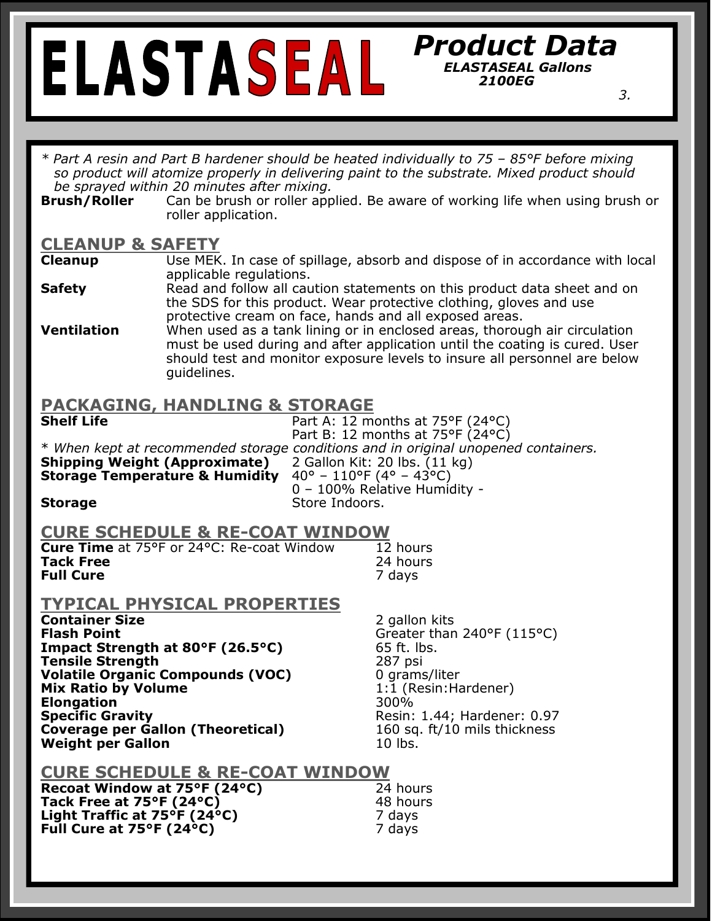# ELASTASEAL

## Product Data

***ELASTASEAL Gallons 2100EG***

*\* Part A resin and Part B hardener should be heated individually to 75 – 85°F before mixing so product will atomize properly in delivering paint to the substrate. Mixed product should be sprayed within 20 minutes after mixing.*

**Brush/Roller** Can be brush or roller applied. Be aware of working life when using brush or roller application.

## CLEANUP & SAFETY

**Cleanup** Use MEK. In case of spillage, absorb and dispose of in accordance with local applicable regulations.

**Safety** Read and follow all caution statements on this product data sheet and on the SDS for this product. Wear protective clothing, gloves and use protective cream on face, hands and all exposed areas.

**Ventilation** When used as a tank lining or in enclosed areas, thorough air circulation must be used during and after application until the coating is cured. User should test and monitor exposure levels to insure all personnel are below guidelines.

## PACKAGING, HANDLING & STORAGE

**Shelf Life** Part A: 12 months at 75°F (24°C)
Part B: 12 months at 75°F (24°C)

*\* When kept at recommended storage conditions and in original unopened containers.*

**Shipping Weight (Approximate)** 2 Gallon Kit: 20 lbs. (11 kg)

**Storage Temperature & Humidity** 40° – 110°F (4° – 43°C)
0 – 100% Relative Humidity -

**Storage** Store Indoors.

## CURE SCHEDULE & RE-COAT WINDOW

| | |
|---|---|
| **Cure Time** at 75°F or 24°C: Re-coat Window | 12 hours |
| **Tack Free** | 24 hours |
| **Full Cure** | 7 days |

## TYPICAL PHYSICAL PROPERTIES

| | |
|---|---|
| **Container Size** | 2 gallon kits |
| **Flash Point** | Greater than 240°F (115°C) |
| **Impact Strength at 80°F (26.5°C)** | 65 ft. lbs. |
| **Tensile Strength** | 287 psi |
| **Volatile Organic Compounds (VOC)** | 0 grams/liter |
| **Mix Ratio by Volume** | 1:1 (Resin:Hardener) |
| **Elongation** | 300% |
| **Specific Gravity** | Resin: 1.44; Hardener: 0.97 |
| **Coverage per Gallon (Theoretical)** | 160 sq. ft/10 mils thickness |
| **Weight per Gallon** | 10 lbs. |

## CURE SCHEDULE & RE-COAT WINDOW

| | |
|---|---|
| **Recoat Window at 75°F (24°C)** | 24 hours |
| **Tack Free at 75°F (24°C)** | 48 hours |
| **Light Traffic at 75°F (24°C)** | 7 days |
| **Full Cure at 75°F (24°C)** | 7 days |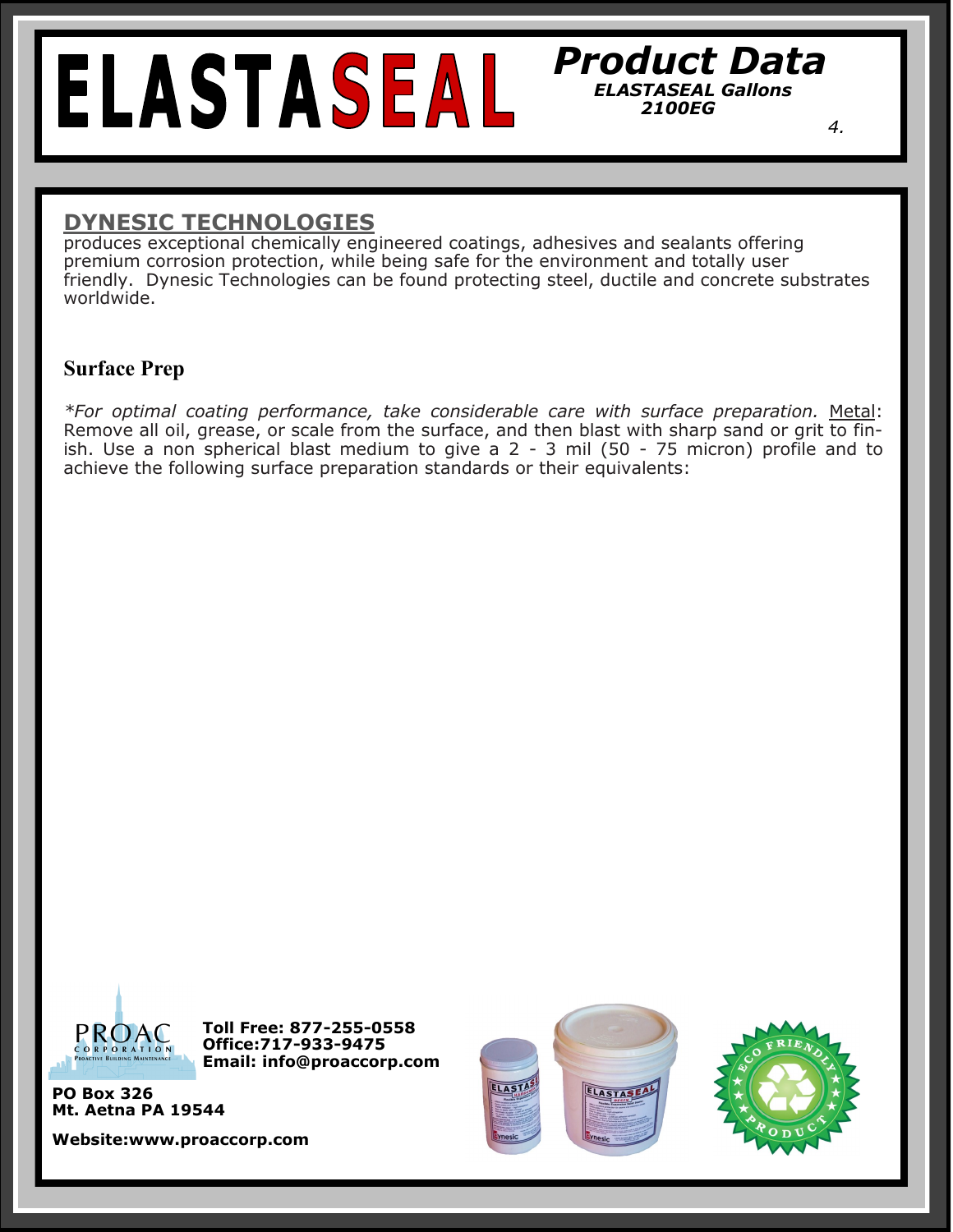# ELASTASEAL

## Product Data

***ELASTASEAL Gallons 2100EG***

## DYNESIC TECHNOLOGIES

produces exceptional chemically engineered coatings, adhesives and sealants offering premium corrosion protection, while being safe for the environment and totally user friendly. Dynesic Technologies can be found protecting steel, ductile and concrete substrates worldwide.

### Surface Prep

*\*For optimal coating performance, take considerable care with surface preparation.* Metal: Remove all oil, grease, or scale from the surface, and then blast with sharp sand or grit to finish. Use a non spherical blast medium to give a 2 - 3 mil (50 - 75 micron) profile and to achieve the following surface preparation standards or their equivalents:

**Toll Free: 877-255-0558**
**Office:717-933-9475**
**Email: info@proaccorp.com**

**PO Box 326**
**Mt. Aetna PA 19544**

**Website:www.proaccorp.com**